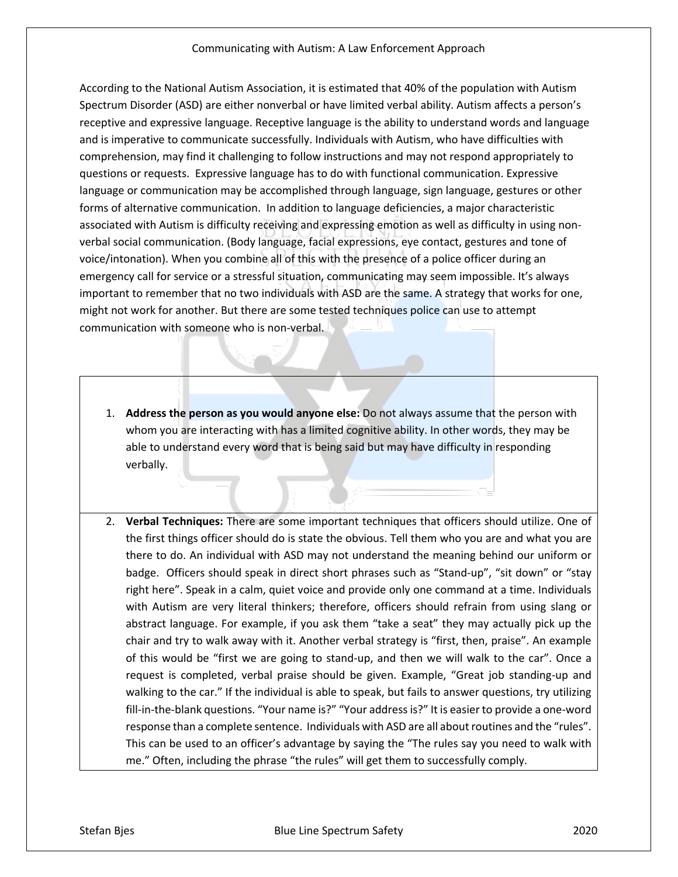# Communicating with Autism: A Law Enforcement Approach

According to the National Autism Association, it is estimated that 40% of the population with Autism Spectrum Disorder (ASD) are either nonverbal or have limited verbal ability. Autism affects a person's receptive and expressive language. Receptive language is the ability to understand words and language and is imperative to communicate successfully. Individuals with Autism, who have difficulties with comprehension, may find it challenging to follow instructions and may not respond appropriately to questions or requests. Expressive language has to do with functional communication. Expressive language or communication may be accomplished through language, sign language, gestures or other forms of alternative communication. In addition to language deficiencies, a major characteristic associated with Autism is difficulty receiving and expressing emotion as well as difficulty in using non-verbal social communication. (Body language, facial expressions, eye contact, gestures and tone of voice/intonation). When you combine all of this with the presence of a police officer during an emergency call for service or a stressful situation, communicating may seem impossible. It's always important to remember that no two individuals with ASD are the same. A strategy that works for one, might not work for another. But there are some tested techniques police can use to attempt communication with someone who is non-verbal.

1. **Address the person as you would anyone else:** Do not always assume that the person with whom you are interacting with has a limited cognitive ability. In other words, they may be able to understand every word that is being said but may have difficulty in responding verbally.

2. **Verbal Techniques:** There are some important techniques that officers should utilize. One of the first things officer should do is state the obvious. Tell them who you are and what you are there to do. An individual with ASD may not understand the meaning behind our uniform or badge. Officers should speak in direct short phrases such as "Stand-up", "sit down" or "stay right here". Speak in a calm, quiet voice and provide only one command at a time. Individuals with Autism are very literal thinkers; therefore, officers should refrain from using slang or abstract language. For example, if you ask them "take a seat" they may actually pick up the chair and try to walk away with it. Another verbal strategy is "first, then, praise". An example of this would be "first we are going to stand-up, and then we will walk to the car". Once a request is completed, verbal praise should be given. Example, "Great job standing-up and walking to the car." If the individual is able to speak, but fails to answer questions, try utilizing fill-in-the-blank questions. "Your name is?" "Your address is?" It is easier to provide a one-word response than a complete sentence. Individuals with ASD are all about routines and the "rules". This can be used to an officer's advantage by saying the "The rules say you need to walk with me." Often, including the phrase "the rules" will get them to successfully comply.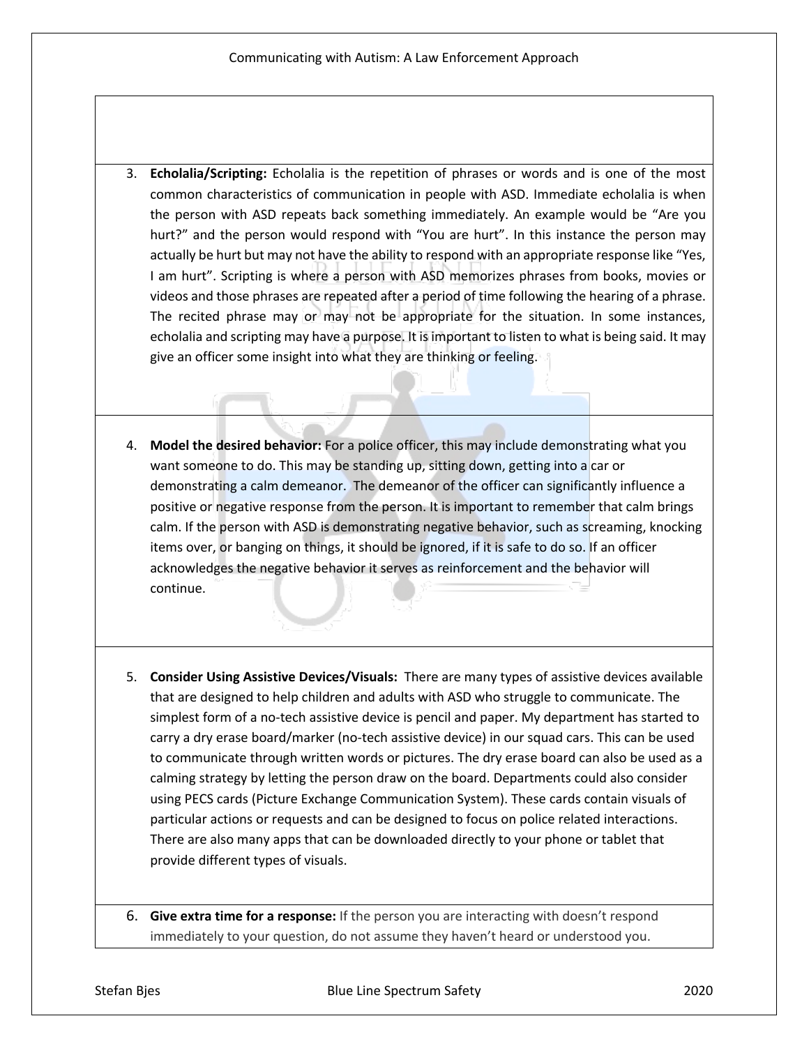3. **Echolalia/Scripting:** Echolalia is the repetition of phrases or words and is one of the most common characteristics of communication in people with ASD. Immediate echolalia is when the person with ASD repeats back something immediately. An example would be "Are you hurt?" and the person would respond with "You are hurt". In this instance the person may actually be hurt but may not have the ability to respond with an appropriate response like "Yes, I am hurt". Scripting is where a person with ASD memorizes phrases from books, movies or videos and those phrases are repeated after a period of time following the hearing of a phrase. The recited phrase may or may not be appropriate for the situation. In some instances, echolalia and scripting may have a purpose. It is important to listen to what is being said. It may give an officer some insight into what they are thinking or feeling.

4. **Model the desired behavior:** For a police officer, this may include demonstrating what you want someone to do. This may be standing up, sitting down, getting into a car or demonstrating a calm demeanor. The demeanor of the officer can significantly influence a positive or negative response from the person. It is important to remember that calm brings calm. If the person with ASD is demonstrating negative behavior, such as screaming, knocking items over, or banging on things, it should be ignored, if it is safe to do so. If an officer acknowledges the negative behavior it serves as reinforcement and the behavior will continue.

5. **Consider Using Assistive Devices/Visuals:** There are many types of assistive devices available that are designed to help children and adults with ASD who struggle to communicate. The simplest form of a no-tech assistive device is pencil and paper. My department has started to carry a dry erase board/marker (no-tech assistive device) in our squad cars. This can be used to communicate through written words or pictures. The dry erase board can also be used as a calming strategy by letting the person draw on the board. Departments could also consider using PECS cards (Picture Exchange Communication System). These cards contain visuals of particular actions or requests and can be designed to focus on police related interactions. There are also many apps that can be downloaded directly to your phone or tablet that provide different types of visuals.

6. **Give extra time for a response:** If the person you are interacting with doesn't respond immediately to your question, do not assume they haven't heard or understood you.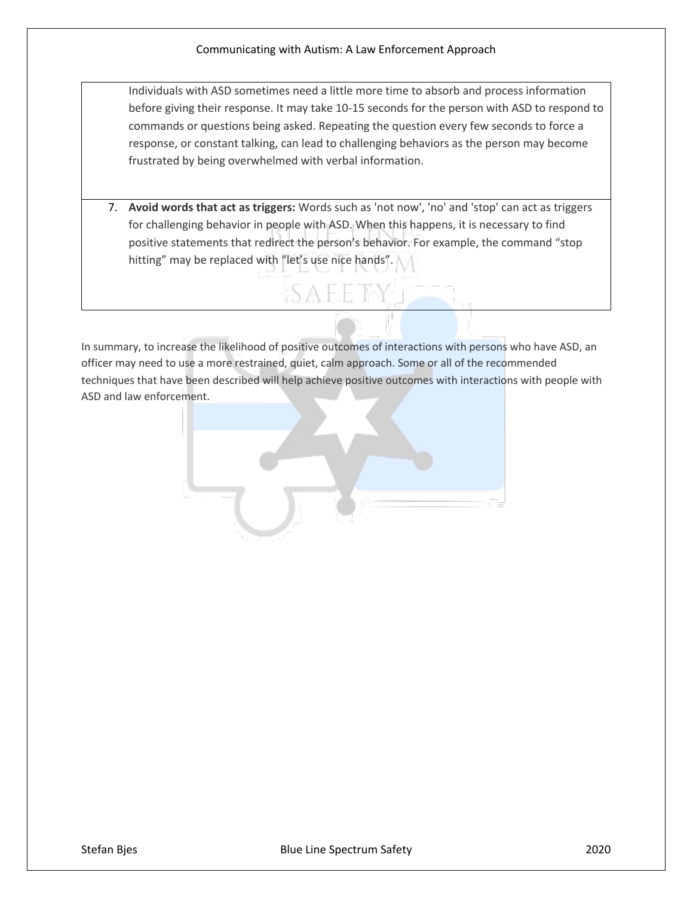Individuals with ASD sometimes need a little more time to absorb and process information before giving their response. It may take 10-15 seconds for the person with ASD to respond to commands or questions being asked. Repeating the question every few seconds to force a response, or constant talking, can lead to challenging behaviors as the person may become frustrated by being overwhelmed with verbal information.

7. **Avoid words that act as triggers:** Words such as 'not now', 'no' and 'stop' can act as triggers for challenging behavior in people with ASD. When this happens, it is necessary to find positive statements that redirect the person's behavior. For example, the command "stop hitting" may be replaced with "let's use nice hands".

In summary, to increase the likelihood of positive outcomes of interactions with persons who have ASD, an officer may need to use a more restrained, quiet, calm approach. Some or all of the recommended techniques that have been described will help achieve positive outcomes with interactions with people with ASD and law enforcement.